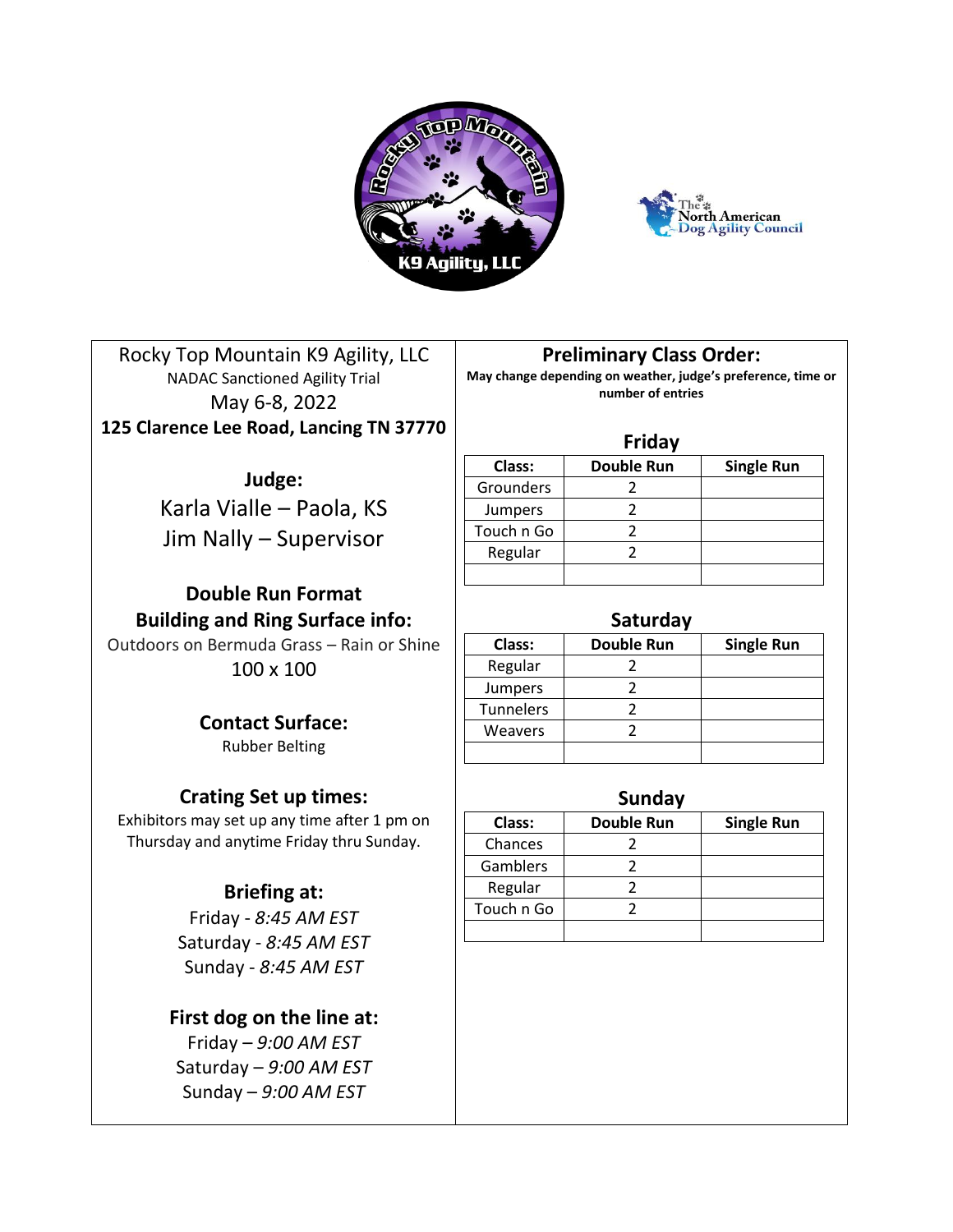Rocky Top Mountain K9 Agility, LLC

NADAC Sanctioned Agility Trial

May 6-8, 2022

**125 Clarence Lee Road, Lancing TN 37770**

## Judge:

Karla Vialle – Paola, KS

Jim Nally – Supervisor

## Double Run Format

## Building and Ring Surface info:

Outdoors on Bermuda Grass – Rain or Shine

100 x 100

## Contact Surface:

Rubber Belting

## Crating Set up times:

Exhibitors may set up any time after 1 pm on Thursday and anytime Friday thru Sunday.

## Briefing at:

Friday - *8:45 AM EST*

Saturday - *8:45 AM EST*

Sunday - *8:45 AM EST*

## First dog on the line at:

Friday – *9:00 AM EST*

Saturday – *9:00 AM EST*

Sunday – *9:00 AM EST*

## Preliminary Class Order:

**May change depending on weather, judge's preference, time or number of entries**

### Friday

| Class: | Double Run | Single Run |
|---|---|---|
| Grounders | 2 | |
| Jumpers | 2 | |
| Touch n Go | 2 | |
| Regular | 2 | |
| | | |

### Saturday

| Class: | Double Run | Single Run |
|---|---|---|
| Regular | 2 | |
| Jumpers | 2 | |
| Tunnelers | 2 | |
| Weavers | 2 | |
| | | |

### Sunday

| Class: | Double Run | Single Run |
|---|---|---|
| Chances | 2 | |
| Gamblers | 2 | |
| Regular | 2 | |
| Touch n Go | 2 | |
| | | |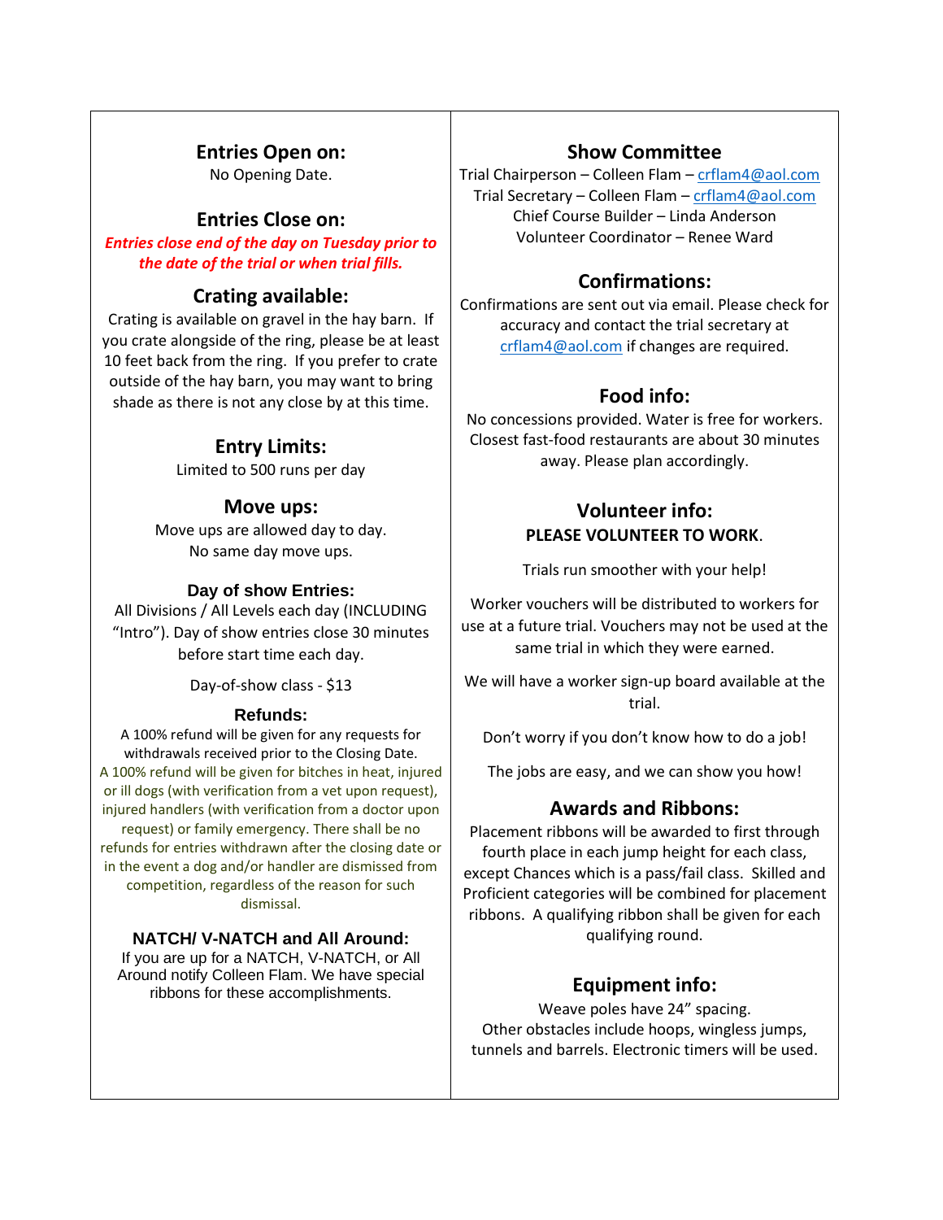## Entries Open on:

No Opening Date.

## Entries Close on:

***Entries close end of the day on Tuesday prior to the date of the trial or when trial fills.***

## Crating available:

Crating is available on gravel in the hay barn. If you crate alongside of the ring, please be at least 10 feet back from the ring. If you prefer to crate outside of the hay barn, you may want to bring shade as there is not any close by at this time.

## Entry Limits:

Limited to 500 runs per day

## Move ups:

Move ups are allowed day to day.
No same day move ups.

### Day of show Entries:

All Divisions / All Levels each day (INCLUDING "Intro"). Day of show entries close 30 minutes before start time each day.

Day-of-show class - $13

### Refunds:

A 100% refund will be given for any requests for withdrawals received prior to the Closing Date.
A 100% refund will be given for bitches in heat, injured or ill dogs (with verification from a vet upon request), injured handlers (with verification from a doctor upon request) or family emergency. There shall be no refunds for entries withdrawn after the closing date or in the event a dog and/or handler are dismissed from competition, regardless of the reason for such dismissal.

### NATCH/ V-NATCH and All Around:

If you are up for a NATCH, V-NATCH, or All Around notify Colleen Flam. We have special ribbons for these accomplishments.

## Show Committee

Trial Chairperson – Colleen Flam – crflam4@aol.com
Trial Secretary – Colleen Flam – crflam4@aol.com
Chief Course Builder – Linda Anderson
Volunteer Coordinator – Renee Ward

## Confirmations:

Confirmations are sent out via email. Please check for accuracy and contact the trial secretary at crflam4@aol.com if changes are required.

## Food info:

No concessions provided. Water is free for workers. Closest fast-food restaurants are about 30 minutes away. Please plan accordingly.

## Volunteer info:

**PLEASE VOLUNTEER TO WORK**.

Trials run smoother with your help!

Worker vouchers will be distributed to workers for use at a future trial. Vouchers may not be used at the same trial in which they were earned.

We will have a worker sign-up board available at the trial.

Don't worry if you don't know how to do a job!

The jobs are easy, and we can show you how!

## Awards and Ribbons:

Placement ribbons will be awarded to first through fourth place in each jump height for each class, except Chances which is a pass/fail class. Skilled and Proficient categories will be combined for placement ribbons. A qualifying ribbon shall be given for each qualifying round.

## Equipment info:

Weave poles have 24" spacing.
Other obstacles include hoops, wingless jumps, tunnels and barrels. Electronic timers will be used.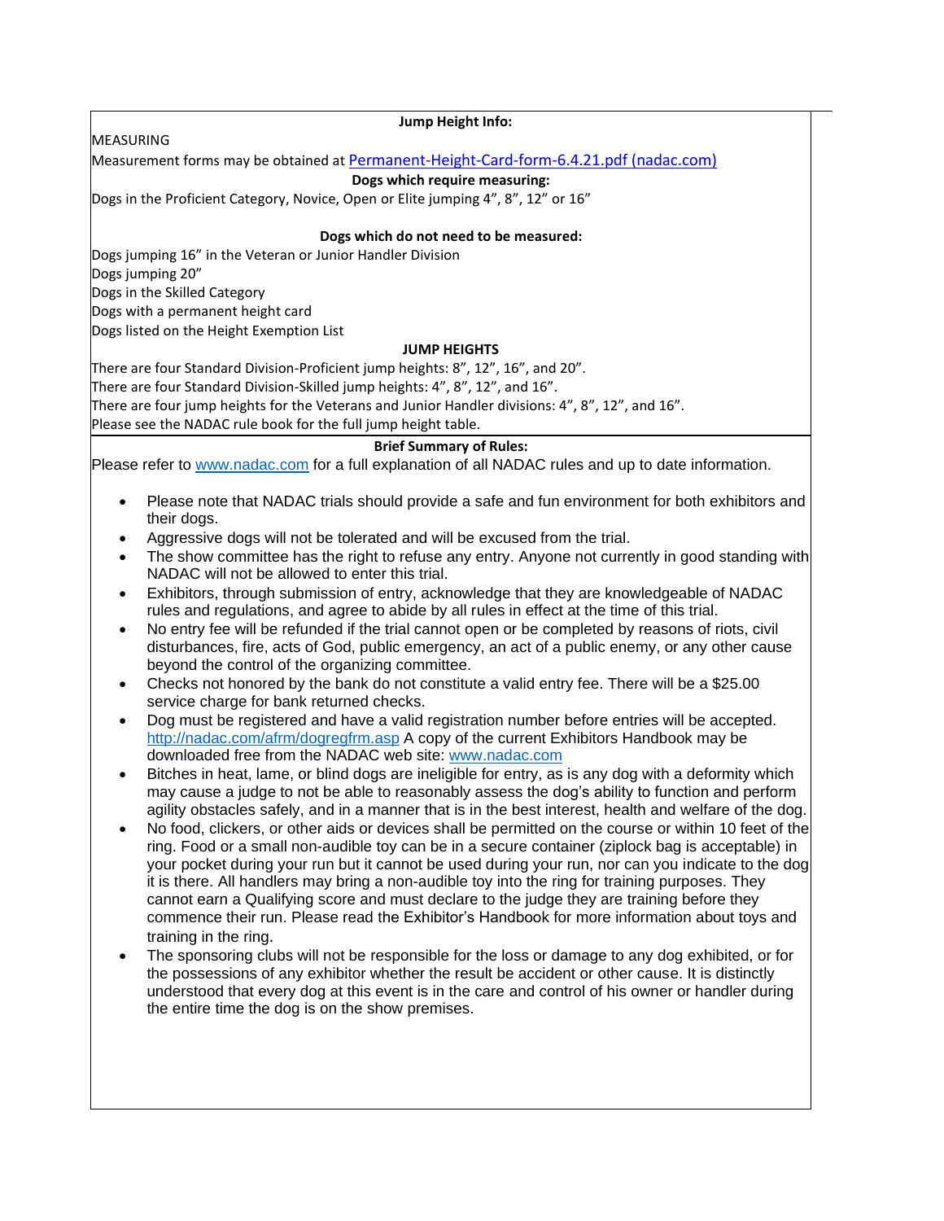**Jump Height Info:**

MEASURING

Measurement forms may be obtained at [Permanent-Height-Card-form-6.4.21.pdf (nadac.com)](Permanent-Height-Card-form-6.4.21.pdf)

**Dogs which require measuring:**

Dogs in the Proficient Category, Novice, Open or Elite jumping 4”, 8”, 12” or 16”

**Dogs which do not need to be measured:**

Dogs jumping 16” in the Veteran or Junior Handler Division
Dogs jumping 20”
Dogs in the Skilled Category
Dogs with a permanent height card
Dogs listed on the Height Exemption List

**JUMP HEIGHTS**

There are four Standard Division-Proficient jump heights: 8”, 12”, 16”, and 20”.
There are four Standard Division-Skilled jump heights: 4”, 8”, 12”, and 16”.
There are four jump heights for the Veterans and Junior Handler divisions: 4”, 8”, 12”, and 16”.
Please see the NADAC rule book for the full jump height table.

**Brief Summary of Rules:**

Please refer to www.nadac.com for a full explanation of all NADAC rules and up to date information.

- Please note that NADAC trials should provide a safe and fun environment for both exhibitors and their dogs.
- Aggressive dogs will not be tolerated and will be excused from the trial.
- The show committee has the right to refuse any entry. Anyone not currently in good standing with NADAC will not be allowed to enter this trial.
- Exhibitors, through submission of entry, acknowledge that they are knowledgeable of NADAC rules and regulations, and agree to abide by all rules in effect at the time of this trial.
- No entry fee will be refunded if the trial cannot open or be completed by reasons of riots, civil disturbances, fire, acts of God, public emergency, an act of a public enemy, or any other cause beyond the control of the organizing committee.
- Checks not honored by the bank do not constitute a valid entry fee. There will be a $25.00 service charge for bank returned checks.
- Dog must be registered and have a valid registration number before entries will be accepted. http://nadac.com/afrm/dogregfrm.asp A copy of the current Exhibitors Handbook may be downloaded free from the NADAC web site: www.nadac.com
- Bitches in heat, lame, or blind dogs are ineligible for entry, as is any dog with a deformity which may cause a judge to not be able to reasonably assess the dog’s ability to function and perform agility obstacles safely, and in a manner that is in the best interest, health and welfare of the dog.
- No food, clickers, or other aids or devices shall be permitted on the course or within 10 feet of the ring. Food or a small non-audible toy can be in a secure container (ziplock bag is acceptable) in your pocket during your run but it cannot be used during your run, nor can you indicate to the dog it is there. All handlers may bring a non-audible toy into the ring for training purposes. They cannot earn a Qualifying score and must declare to the judge they are training before they commence their run. Please read the Exhibitor’s Handbook for more information about toys and training in the ring.
- The sponsoring clubs will not be responsible for the loss or damage to any dog exhibited, or for the possessions of any exhibitor whether the result be accident or other cause. It is distinctly understood that every dog at this event is in the care and control of his owner or handler during the entire time the dog is on the show premises.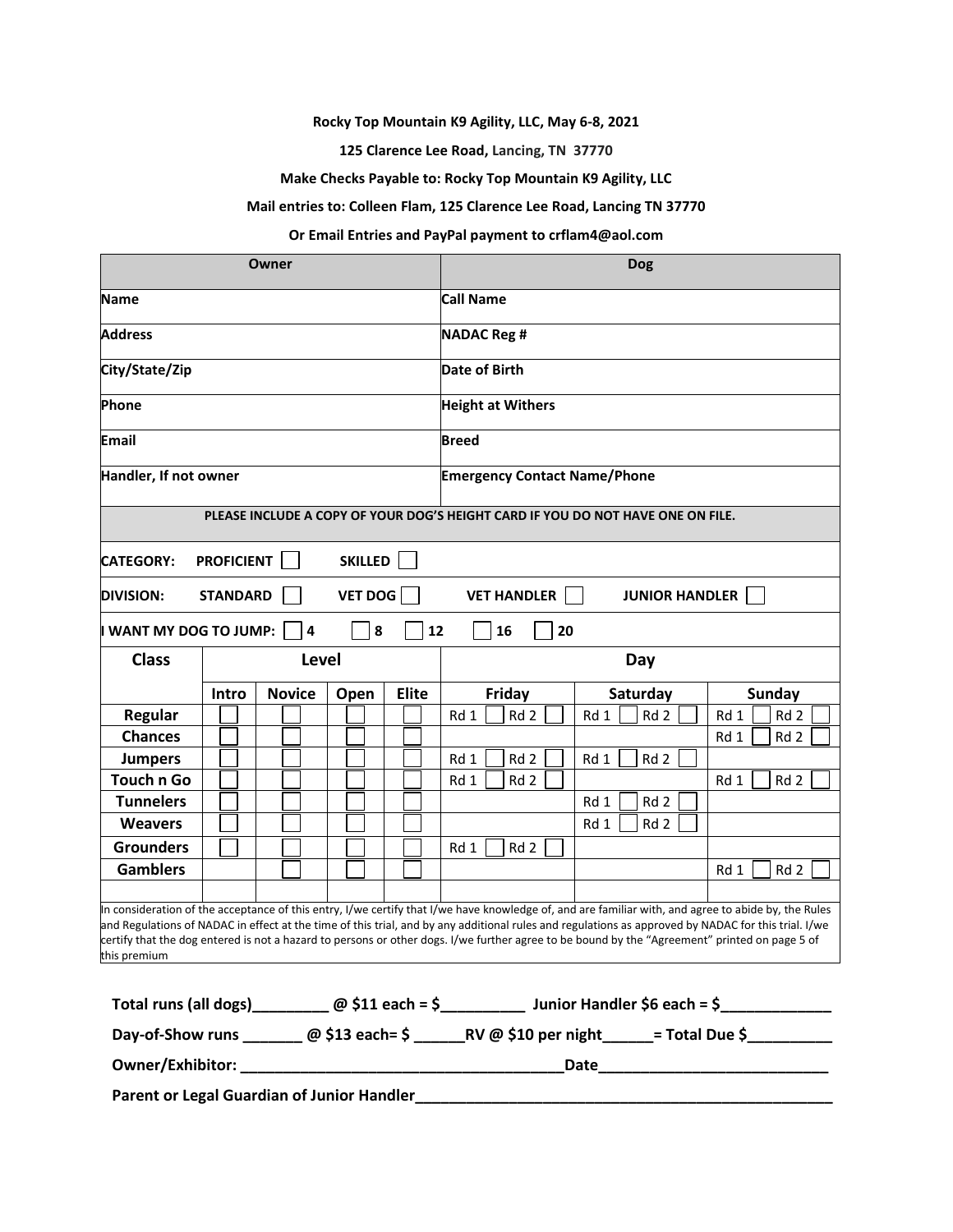**Rocky Top Mountain K9 Agility, LLC, May 6-8, 2021**

**125 Clarence Lee Road, Lancing, TN 37770**

**Make Checks Payable to: Rocky Top Mountain K9 Agility, LLC**

**Mail entries to: Colleen Flam, 125 Clarence Lee Road, Lancing TN 37770**

**Or Email Entries and PayPal payment to crflam4@aol.com**

| Owner | Dog |
|---|---|
| Name | Call Name |
| Address | NADAC Reg # |
| City/State/Zip | Date of Birth |
| Phone | Height at Withers |
| Email | Breed |
| Handler, If not owner | Emergency Contact Name/Phone |

**PLEASE INCLUDE A COPY OF YOUR DOG'S HEIGHT CARD IF YOU DO NOT HAVE ONE ON FILE.**

**CATEGORY:** PROFICIENT ☐ SKILLED ☐

**DIVISION:** STANDARD ☐ VET DOG ☐ VET HANDLER ☐ JUNIOR HANDLER ☐

**I WANT MY DOG TO JUMP:** ☐ 4 ☐ 8 ☐ 12 ☐ 16 ☐ 20

| Class | Level | | | | Day | | |
|---|---|---|---|---|---|---|---|
| | Intro | Novice | Open | Elite | Friday | Saturday | Sunday |
| Regular | ☐ | ☐ | ☐ | ☐ | Rd 1 ☐ Rd 2 ☐ | Rd 1 ☐ Rd 2 ☐ | Rd 1 ☐ Rd 2 ☐ |
| Chances | ☐ | ☐ | ☐ | ☐ | | | Rd 1 ☐ Rd 2 ☐ |
| Jumpers | ☐ | ☐ | ☐ | ☐ | Rd 1 ☐ Rd 2 ☐ | Rd 1 ☐ Rd 2 ☐ | |
| Touch n Go | ☐ | ☐ | ☐ | ☐ | Rd 1 ☐ Rd 2 ☐ | | Rd 1 ☐ Rd 2 ☐ |
| Tunnelers | ☐ | ☐ | ☐ | ☐ | | Rd 1 ☐ Rd 2 ☐ | |
| Weavers | ☐ | ☐ | ☐ | ☐ | | Rd 1 ☐ Rd 2 ☐ | |
| Grounders | ☐ | ☐ | ☐ | ☐ | Rd 1 ☐ Rd 2 ☐ | | |
| Gamblers | | ☐ | ☐ | ☐ | | | Rd 1 ☐ Rd 2 ☐ |

In consideration of the acceptance of this entry, I/we certify that I/we have knowledge of, and are familiar with, and agree to abide by, the Rules and Regulations of NADAC in effect at the time of this trial, and by any additional rules and regulations as approved by NADAC for this trial. I/we certify that the dog entered is not a hazard to persons or other dogs. I/we further agree to be bound by the "Agreement" printed on page 5 of this premium

**Total runs (all dogs)_________ @ $11 each = $__________ Junior Handler $6 each = $_____________**

**Day-of-Show runs _______ @ $13 each= $ ______RV @ $10 per night______= Total Due $__________**

**Owner/Exhibitor: ______________________________________Date___________________________**

**Parent or Legal Guardian of Junior Handler__________________________________________________**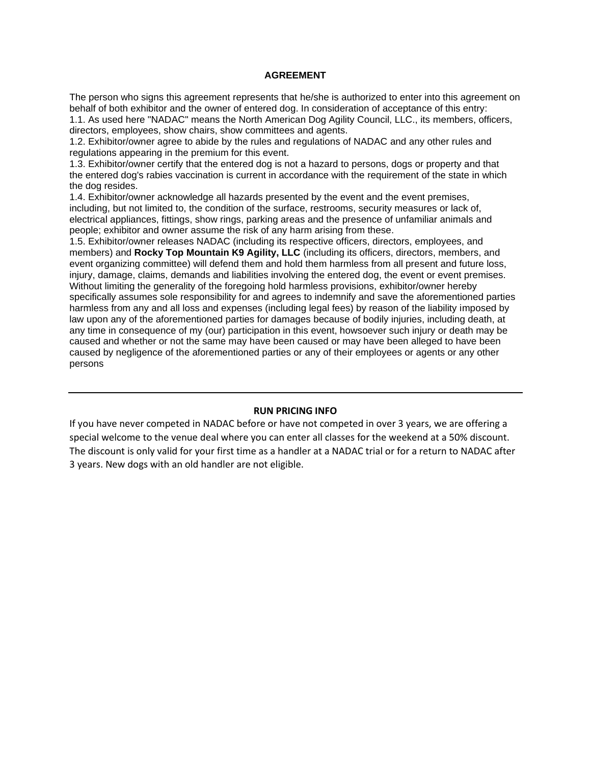## AGREEMENT

The person who signs this agreement represents that he/she is authorized to enter into this agreement on behalf of both exhibitor and the owner of entered dog. In consideration of acceptance of this entry:

1.1. As used here "NADAC" means the North American Dog Agility Council, LLC., its members, officers, directors, employees, show chairs, show committees and agents.

1.2. Exhibitor/owner agree to abide by the rules and regulations of NADAC and any other rules and regulations appearing in the premium for this event.

1.3. Exhibitor/owner certify that the entered dog is not a hazard to persons, dogs or property and that the entered dog's rabies vaccination is current in accordance with the requirement of the state in which the dog resides.

1.4. Exhibitor/owner acknowledge all hazards presented by the event and the event premises, including, but not limited to, the condition of the surface, restrooms, security measures or lack of, electrical appliances, fittings, show rings, parking areas and the presence of unfamiliar animals and people; exhibitor and owner assume the risk of any harm arising from these.

1.5. Exhibitor/owner releases NADAC (including its respective officers, directors, employees, and members) and **Rocky Top Mountain K9 Agility, LLC** (including its officers, directors, members, and event organizing committee) will defend them and hold them harmless from all present and future loss, injury, damage, claims, demands and liabilities involving the entered dog, the event or event premises. Without limiting the generality of the foregoing hold harmless provisions, exhibitor/owner hereby specifically assumes sole responsibility for and agrees to indemnify and save the aforementioned parties harmless from any and all loss and expenses (including legal fees) by reason of the liability imposed by law upon any of the aforementioned parties for damages because of bodily injuries, including death, at any time in consequence of my (our) participation in this event, howsoever such injury or death may be caused and whether or not the same may have been caused or may have been alleged to have been caused by negligence of the aforementioned parties or any of their employees or agents or any other persons

---

## RUN PRICING INFO

If you have never competed in NADAC before or have not competed in over 3 years, we are offering a special welcome to the venue deal where you can enter all classes for the weekend at a 50% discount. The discount is only valid for your first time as a handler at a NADAC trial or for a return to NADAC after 3 years. New dogs with an old handler are not eligible.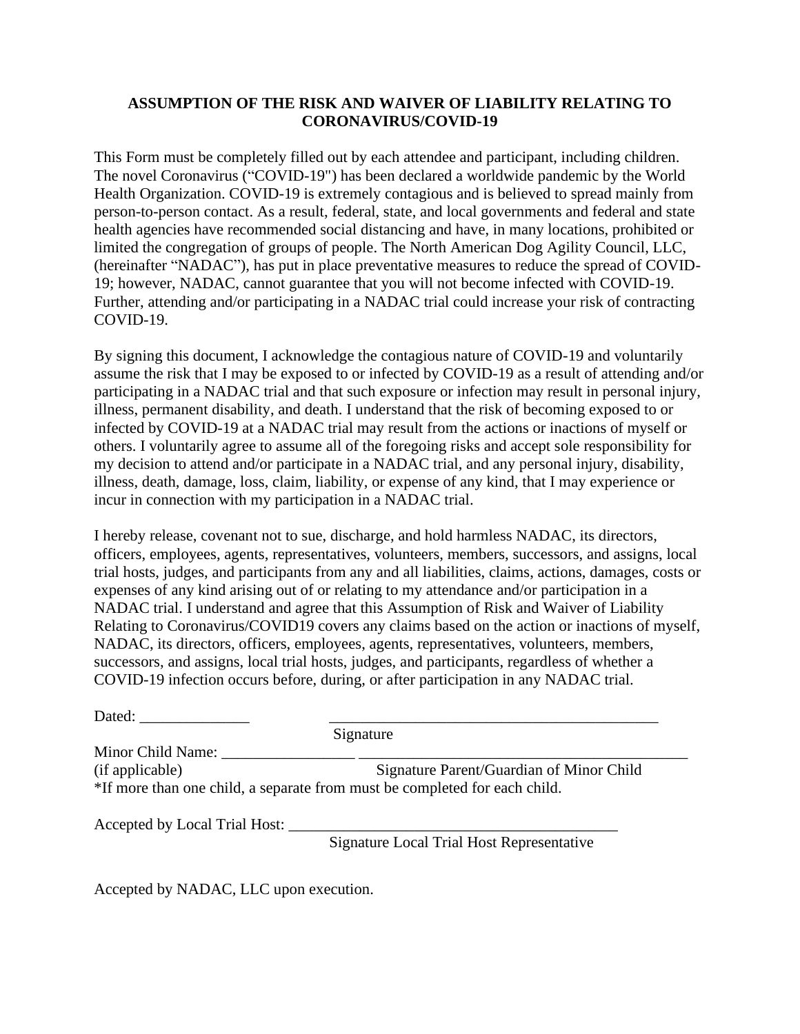**ASSUMPTION OF THE RISK AND WAIVER OF LIABILITY RELATING TO CORONAVIRUS/COVID-19**

This Form must be completely filled out by each attendee and participant, including children. The novel Coronavirus ("COVID-19") has been declared a worldwide pandemic by the World Health Organization. COVID-19 is extremely contagious and is believed to spread mainly from person-to-person contact. As a result, federal, state, and local governments and federal and state health agencies have recommended social distancing and have, in many locations, prohibited or limited the congregation of groups of people. The North American Dog Agility Council, LLC, (hereinafter "NADAC"), has put in place preventative measures to reduce the spread of COVID-19; however, NADAC, cannot guarantee that you will not become infected with COVID-19. Further, attending and/or participating in a NADAC trial could increase your risk of contracting COVID-19.

By signing this document, I acknowledge the contagious nature of COVID-19 and voluntarily assume the risk that I may be exposed to or infected by COVID-19 as a result of attending and/or participating in a NADAC trial and that such exposure or infection may result in personal injury, illness, permanent disability, and death. I understand that the risk of becoming exposed to or infected by COVID-19 at a NADAC trial may result from the actions or inactions of myself or others. I voluntarily agree to assume all of the foregoing risks and accept sole responsibility for my decision to attend and/or participate in a NADAC trial, and any personal injury, disability, illness, death, damage, loss, claim, liability, or expense of any kind, that I may experience or incur in connection with my participation in a NADAC trial.

I hereby release, covenant not to sue, discharge, and hold harmless NADAC, its directors, officers, employees, agents, representatives, volunteers, members, successors, and assigns, local trial hosts, judges, and participants from any and all liabilities, claims, actions, damages, costs or expenses of any kind arising out of or relating to my attendance and/or participation in a NADAC trial. I understand and agree that this Assumption of Risk and Waiver of Liability Relating to Coronavirus/COVID19 covers any claims based on the action or inactions of myself, NADAC, its directors, officers, employees, agents, representatives, volunteers, members, successors, and assigns, local trial hosts, judges, and participants, regardless of whether a COVID-19 infection occurs before, during, or after participation in any NADAC trial.

Dated: ______________ ___________________________________________

Signature

Minor Child Name: _________________ ___________________________________________

(if applicable) Signature Parent/Guardian of Minor Child

*If more than one child, a separate from must be completed for each child.

Accepted by Local Trial Host: ___________________________________________

Signature Local Trial Host Representative

Accepted by NADAC, LLC upon execution.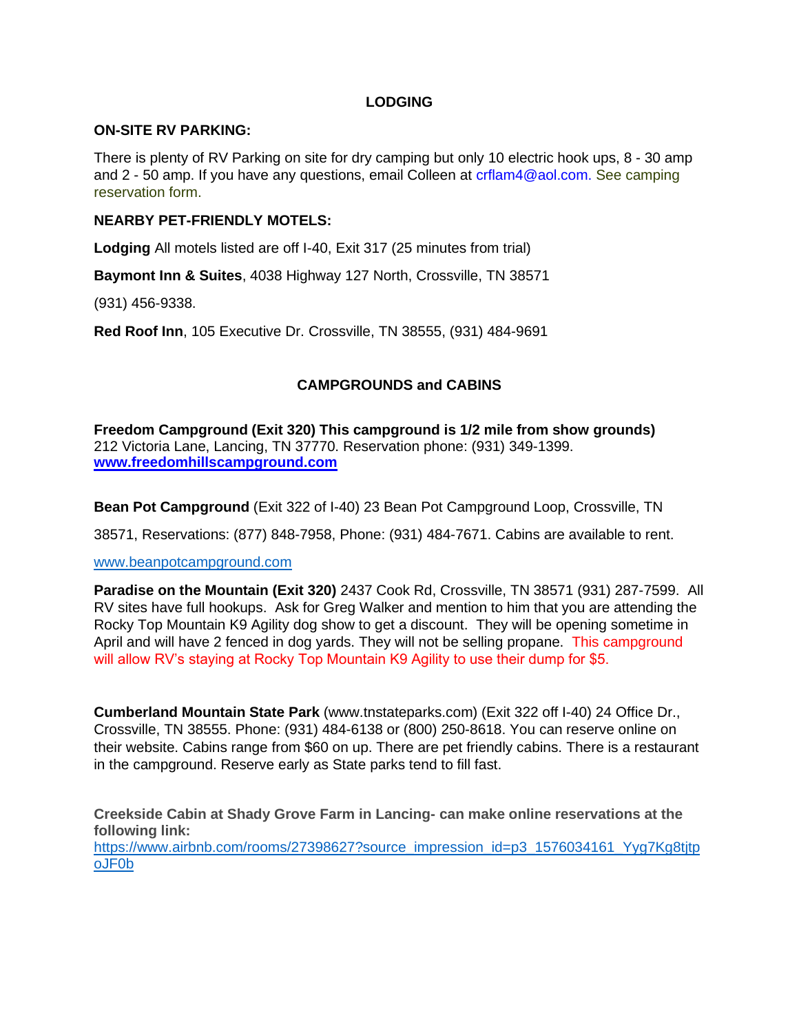# LODGING

**ON-SITE RV PARKING:**

There is plenty of RV Parking on site for dry camping but only 10 electric hook ups, 8 - 30 amp and 2 - 50 amp. If you have any questions, email Colleen at crflam4@aol.com. See camping reservation form.

**NEARBY PET-FRIENDLY MOTELS:**

**Lodging** All motels listed are off I-40, Exit 317 (25 minutes from trial)

**Baymont Inn & Suites**, 4038 Highway 127 North, Crossville, TN 38571

(931) 456-9338.

**Red Roof Inn**, 105 Executive Dr. Crossville, TN 38555, (931) 484-9691

## CAMPGROUNDS and CABINS

**Freedom Campground (Exit 320) This campground is 1/2 mile from show grounds)** 212 Victoria Lane, Lancing, TN 37770. Reservation phone: (931) 349-1399. **www.freedomhillscampground.com**

**Bean Pot Campground** (Exit 322 of I-40) 23 Bean Pot Campground Loop, Crossville, TN 38571, Reservations: (877) 848-7958, Phone: (931) 484-7671. Cabins are available to rent.

www.beanpotcampground.com

**Paradise on the Mountain (Exit 320)** 2437 Cook Rd, Crossville, TN 38571 (931) 287-7599. All RV sites have full hookups. Ask for Greg Walker and mention to him that you are attending the Rocky Top Mountain K9 Agility dog show to get a discount. They will be opening sometime in April and will have 2 fenced in dog yards. They will not be selling propane. This campground will allow RV's staying at Rocky Top Mountain K9 Agility to use their dump for $5.

**Cumberland Mountain State Park** (www.tnstateparks.com) (Exit 322 off I-40) 24 Office Dr., Crossville, TN 38555. Phone: (931) 484-6138 or (800) 250-8618. You can reserve online on their website. Cabins range from $60 on up. There are pet friendly cabins. There is a restaurant in the campground. Reserve early as State parks tend to fill fast.

**Creekside Cabin at Shady Grove Farm in Lancing- can make online reservations at the following link:**
https://www.airbnb.com/rooms/27398627?source_impression_id=p3_1576034161_Yyg7Kg8tjtpoJF0b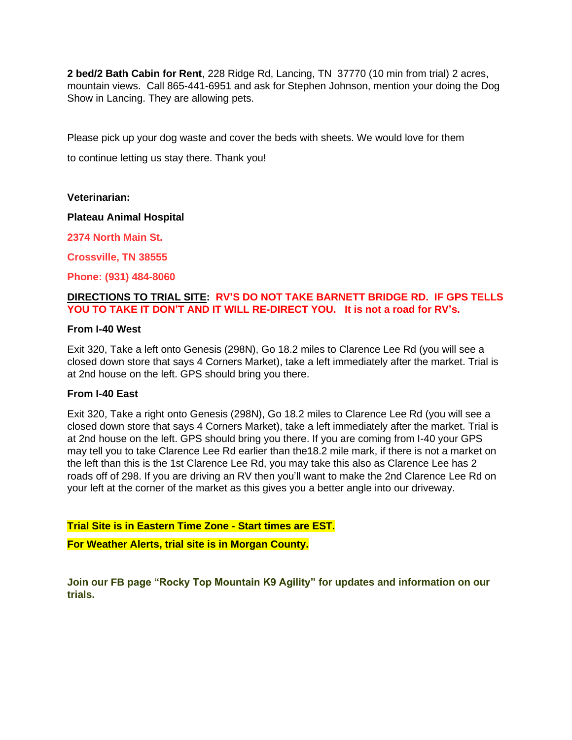**2 bed/2 Bath Cabin for Rent**, 228 Ridge Rd, Lancing, TN 37770 (10 min from trial) 2 acres, mountain views. Call 865-441-6951 and ask for Stephen Johnson, mention your doing the Dog Show in Lancing. They are allowing pets.

Please pick up your dog waste and cover the beds with sheets. We would love for them

to continue letting us stay there. Thank you!

**Veterinarian:**

**Plateau Animal Hospital**

**2374 North Main St.**

**Crossville, TN 38555**

**Phone: (931) 484-8060**

**DIRECTIONS TO TRIAL SITE: RV'S DO NOT TAKE BARNETT BRIDGE RD. IF GPS TELLS YOU TO TAKE IT DON'T AND IT WILL RE-DIRECT YOU. It is not a road for RV's.**

**From I-40 West**

Exit 320, Take a left onto Genesis (298N), Go 18.2 miles to Clarence Lee Rd (you will see a closed down store that says 4 Corners Market), take a left immediately after the market. Trial is at 2nd house on the left. GPS should bring you there.

**From I-40 East**

Exit 320, Take a right onto Genesis (298N), Go 18.2 miles to Clarence Lee Rd (you will see a closed down store that says 4 Corners Market), take a left immediately after the market. Trial is at 2nd house on the left. GPS should bring you there. If you are coming from I-40 your GPS may tell you to take Clarence Lee Rd earlier than the18.2 mile mark, if there is not a market on the left than this is the 1st Clarence Lee Rd, you may take this also as Clarence Lee has 2 roads off of 298. If you are driving an RV then you'll want to make the 2nd Clarence Lee Rd on your left at the corner of the market as this gives you a better angle into our driveway.

**Trial Site is in Eastern Time Zone - Start times are EST.**

**For Weather Alerts, trial site is in Morgan County.**

**Join our FB page "Rocky Top Mountain K9 Agility" for updates and information on our trials.**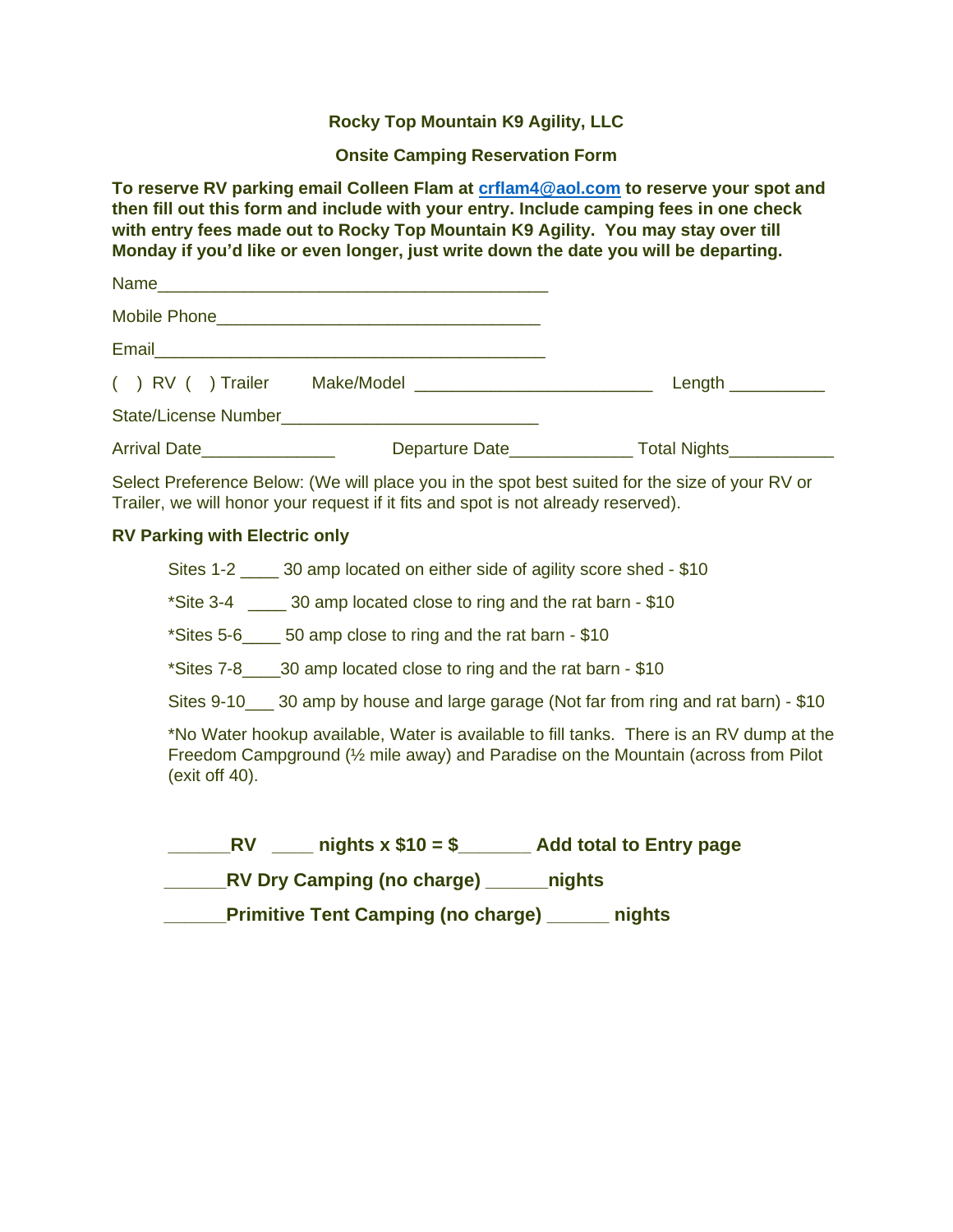**Rocky Top Mountain K9 Agility, LLC**

**Onsite Camping Reservation Form**

**To reserve RV parking email Colleen Flam at crflam4@aol.com to reserve your spot and then fill out this form and include with your entry. Include camping fees in one check with entry fees made out to Rocky Top Mountain K9 Agility. You may stay over till Monday if you'd like or even longer, just write down the date you will be departing.**

Name__________________________________________

Mobile Phone___________________________________

Email__________________________________________

( ) RV ( ) Trailer Make/Model __________________________ Length __________

State/License Number___________________________

Arrival Date______________ Departure Date_____________ Total Nights___________

Select Preference Below: (We will place you in the spot best suited for the size of your RV or Trailer, we will honor your request if it fits and spot is not already reserved).

**RV Parking with Electric only**

Sites 1-2 ____ 30 amp located on either side of agility score shed - $10

*Site 3-4 ____ 30 amp located close to ring and the rat barn - $10

*Sites 5-6____ 50 amp close to ring and the rat barn - $10

*Sites 7-8____30 amp located close to ring and the rat barn - $10

Sites 9-10___ 30 amp by house and large garage (Not far from ring and rat barn) - $10

*No Water hookup available, Water is available to fill tanks. There is an RV dump at the Freedom Campground (½ mile away) and Paradise on the Mountain (across from Pilot (exit off 40).

**______RV ____ nights x $10 = $_______ Add total to Entry page**

**______RV Dry Camping (no charge) ______nights**

**______Primitive Tent Camping (no charge) ______ nights**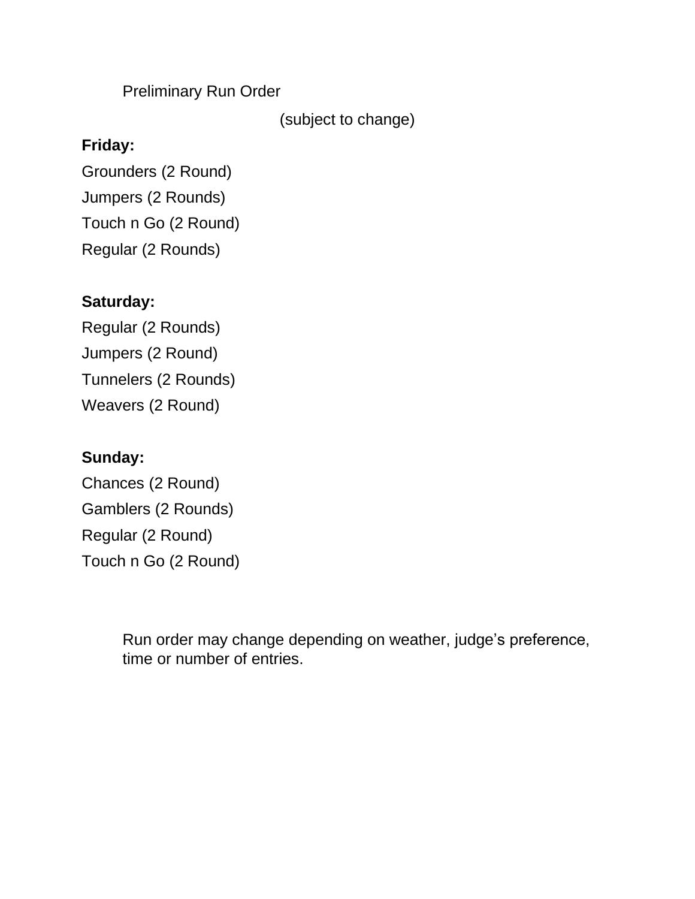Preliminary Run Order

(subject to change)

**Friday:**

Grounders (2 Round)

Jumpers (2 Rounds)

Touch n Go (2 Round)

Regular (2 Rounds)

**Saturday:**

Regular (2 Rounds)

Jumpers (2 Round)

Tunnelers (2 Rounds)

Weavers (2 Round)

**Sunday:**

Chances (2 Round)

Gamblers (2 Rounds)

Regular (2 Round)

Touch n Go (2 Round)

Run order may change depending on weather, judge's preference, time or number of entries.